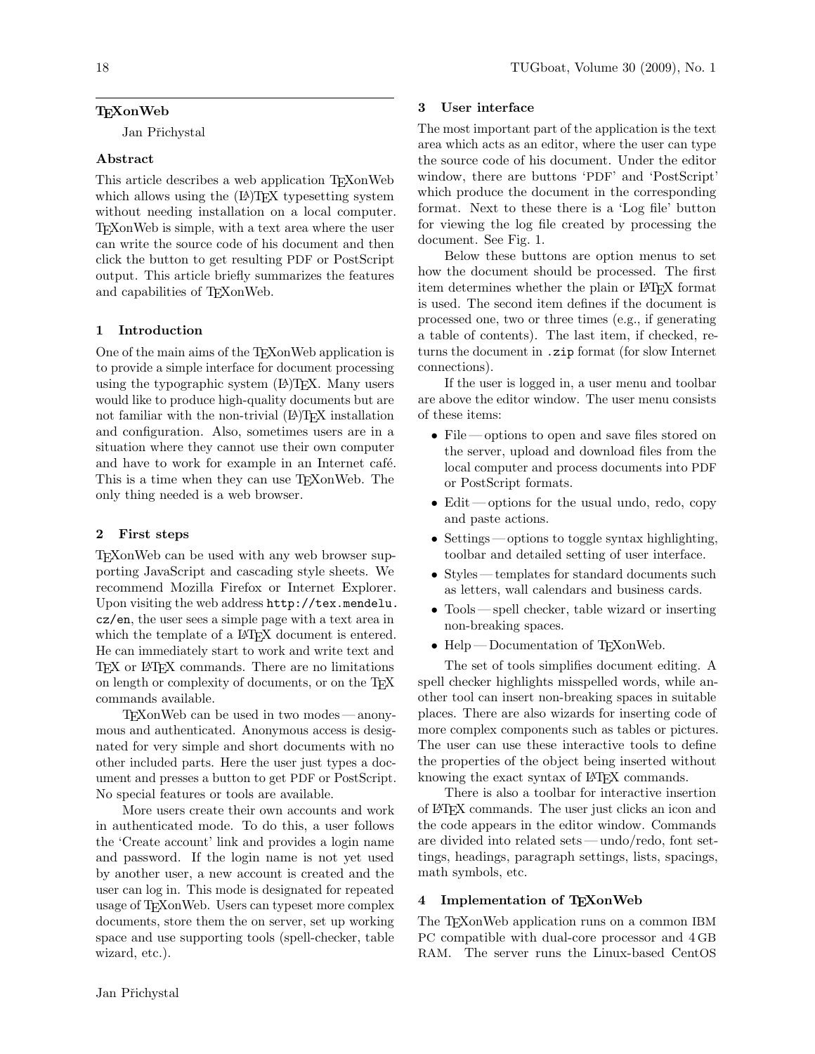# TeXonWeb

Jan Přichystal

## Abstract

This article describes a web application TeXonWeb which allows using the (LA)TeX typesetting system without needing installation on a local computer. TeXonWeb is simple, with a text area where the user can write the source code of his document and then click the button to get resulting PDF or PostScript output. This article briefly summarizes the features and capabilities of TeXonWeb.

## 1 Introduction

One of the main aims of the TeXonWeb application is to provide a simple interface for document processing using the typographic system (LA)TeX. Many users would like to produce high-quality documents but are not familiar with the non-trivial (LA)TeX installation and configuration. Also, sometimes users are in a situation where they cannot use their own computer and have to work for example in an Internet café. This is a time when they can use TeXonWeb. The only thing needed is a web browser.

## 2 First steps

TeXonWeb can be used with any web browser supporting JavaScript and cascading style sheets. We recommend Mozilla Firefox or Internet Explorer. Upon visiting the web address `http://tex.mendelu.cz/en`, the user sees a simple page with a text area in which the template of a LaTeX document is entered. He can immediately start to work and write text and TeX or LaTeX commands. There are no limitations on length or complexity of documents, or on the TeX commands available.

TeXonWeb can be used in two modes — anonymous and authenticated. Anonymous access is designated for very simple and short documents with no other included parts. Here the user just types a document and presses a button to get PDF or PostScript. No special features or tools are available.

More users create their own accounts and work in authenticated mode. To do this, a user follows the 'Create account' link and provides a login name and password. If the login name is not yet used by another user, a new account is created and the user can log in. This mode is designated for repeated usage of TeXonWeb. Users can typeset more complex documents, store them the on server, set up working space and use supporting tools (spell-checker, table wizard, etc.).

## 3 User interface

The most important part of the application is the text area which acts as an editor, where the user can type the source code of his document. Under the editor window, there are buttons 'PDF' and 'PostScript' which produce the document in the corresponding format. Next to these there is a 'Log file' button for viewing the log file created by processing the document. See Fig. 1.

Below these buttons are option menus to set how the document should be processed. The first item determines whether the plain or LaTeX format is used. The second item defines if the document is processed one, two or three times (e.g., if generating a table of contents). The last item, if checked, returns the document in `.zip` format (for slow Internet connections).

If the user is logged in, a user menu and toolbar are above the editor window. The user menu consists of these items:

- File — options to open and save files stored on the server, upload and download files from the local computer and process documents into PDF or PostScript formats.
- Edit — options for the usual undo, redo, copy and paste actions.
- Settings — options to toggle syntax highlighting, toolbar and detailed setting of user interface.
- Styles — templates for standard documents such as letters, wall calendars and business cards.
- Tools — spell checker, table wizard or inserting non-breaking spaces.
- Help — Documentation of TeXonWeb.

The set of tools simplifies document editing. A spell checker highlights misspelled words, while another tool can insert non-breaking spaces in suitable places. There are also wizards for inserting code of more complex components such as tables or pictures. The user can use these interactive tools to define the properties of the object being inserted without knowing the exact syntax of LaTeX commands.

There is also a toolbar for interactive insertion of LaTeX commands. The user just clicks an icon and the code appears in the editor window. Commands are divided into related sets — undo/redo, font settings, headings, paragraph settings, lists, spacings, math symbols, etc.

## 4 Implementation of TeXonWeb

The TeXonWeb application runs on a common IBM PC compatible with dual-core processor and 4 GB RAM. The server runs the Linux-based CentOS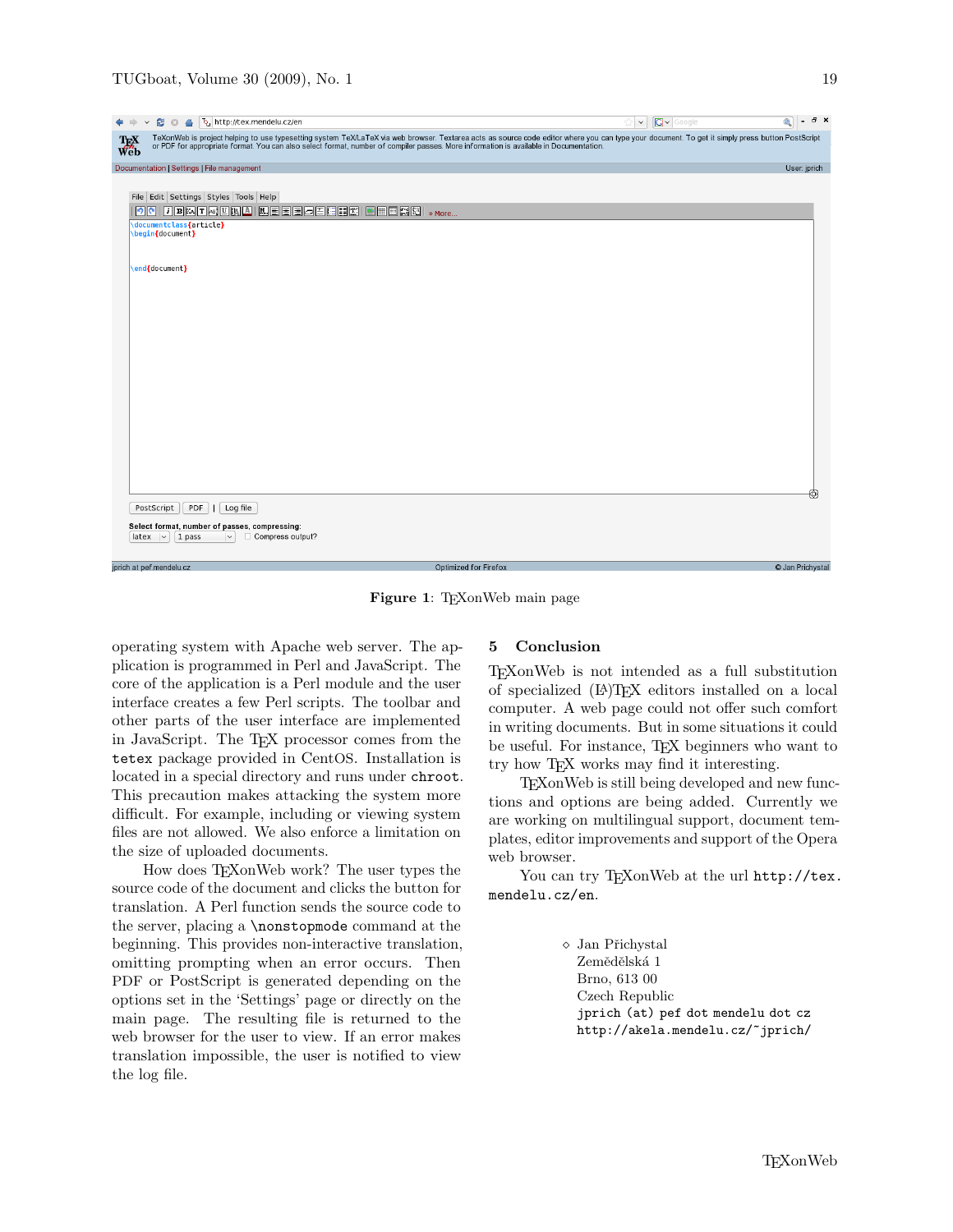Figure 1: TEXonWeb main page

operating system with Apache web server. The application is programmed in Perl and JavaScript. The core of the application is a Perl module and the user interface creates a few Perl scripts. The toolbar and other parts of the user interface are implemented in JavaScript. The TEX processor comes from the `tetex` package provided in CentOS. Installation is located in a special directory and runs under `chroot`. This precaution makes attacking the system more difficult. For example, including or viewing system files are not allowed. We also enforce a limitation on the size of uploaded documents.

How does TEXonWeb work? The user types the source code of the document and clicks the button for translation. A Perl function sends the source code to the server, placing a `\nonstopmode` command at the beginning. This provides non-interactive translation, omitting prompting when an error occurs. Then PDF or PostScript is generated depending on the options set in the 'Settings' page or directly on the main page. The resulting file is returned to the web browser for the user to view. If an error makes translation impossible, the user is notified to view the log file.

## 5 Conclusion

TEXonWeb is not intended as a full substitution of specialized (LA)TEX editors installed on a local computer. A web page could not offer such comfort in writing documents. But in some situations it could be useful. For instance, TEX beginners who want to try how TEX works may find it interesting.

TEXonWeb is still being developed and new functions and options are being added. Currently we are working on multilingual support, document templates, editor improvements and support of the Opera web browser.

You can try TEXonWeb at the url `http://tex.mendelu.cz/en`.

◇ Jan Přichystal
Zemědělská 1
Brno, 613 00
Czech Republic
`jprich (at) pef dot mendelu dot cz`
`http://akela.mendelu.cz/~jprich/`